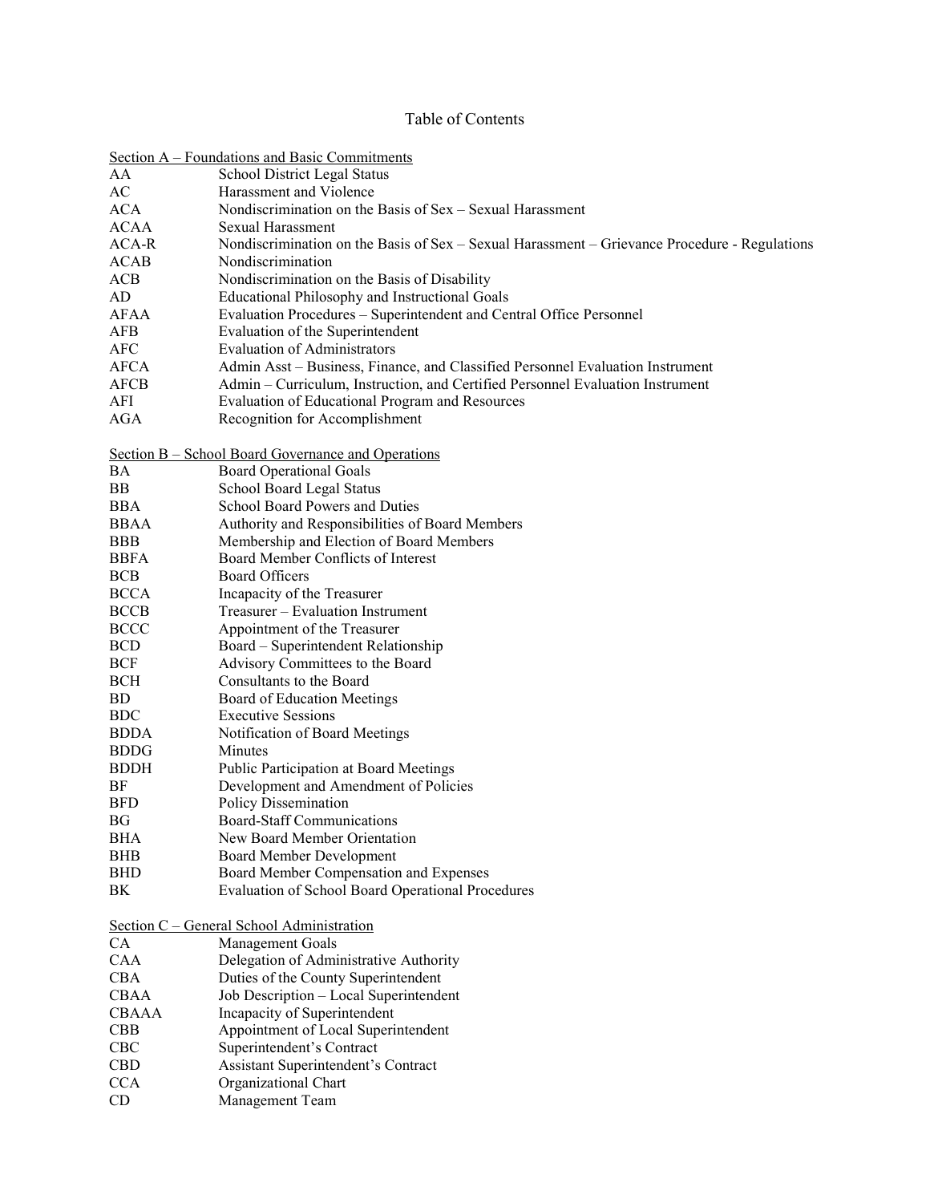# Table of Contents

## Section A – Foundations and Basic Commitments

| | |
|---|---|
| AA | School District Legal Status |
| AC | Harassment and Violence |
| ACA | Nondiscrimination on the Basis of Sex – Sexual Harassment |
| ACAA | Sexual Harassment |
| ACA-R | Nondiscrimination on the Basis of Sex – Sexual Harassment – Grievance Procedure - Regulations |
| ACAB | Nondiscrimination |
| ACB | Nondiscrimination on the Basis of Disability |
| AD | Educational Philosophy and Instructional Goals |
| AFAA | Evaluation Procedures – Superintendent and Central Office Personnel |
| AFB | Evaluation of the Superintendent |
| AFC | Evaluation of Administrators |
| AFCA | Admin Asst – Business, Finance, and Classified Personnel Evaluation Instrument |
| AFCB | Admin – Curriculum, Instruction, and Certified Personnel Evaluation Instrument |
| AFI | Evaluation of Educational Program and Resources |
| AGA | Recognition for Accomplishment |

## Section B – School Board Governance and Operations

| | |
|---|---|
| BA | Board Operational Goals |
| BB | School Board Legal Status |
| BBA | School Board Powers and Duties |
| BBAA | Authority and Responsibilities of Board Members |
| BBB | Membership and Election of Board Members |
| BBFA | Board Member Conflicts of Interest |
| BCB | Board Officers |
| BCCA | Incapacity of the Treasurer |
| BCCB | Treasurer – Evaluation Instrument |
| BCCC | Appointment of the Treasurer |
| BCD | Board – Superintendent Relationship |
| BCF | Advisory Committees to the Board |
| BCH | Consultants to the Board |
| BD | Board of Education Meetings |
| BDC | Executive Sessions |
| BDDA | Notification of Board Meetings |
| BDDG | Minutes |
| BDDH | Public Participation at Board Meetings |
| BF | Development and Amendment of Policies |
| BFD | Policy Dissemination |
| BG | Board-Staff Communications |
| BHA | New Board Member Orientation |
| BHB | Board Member Development |
| BHD | Board Member Compensation and Expenses |
| BK | Evaluation of School Board Operational Procedures |

## Section C – General School Administration

| | |
|---|---|
| CA | Management Goals |
| CAA | Delegation of Administrative Authority |
| CBA | Duties of the County Superintendent |
| CBAA | Job Description – Local Superintendent |
| CBAAA | Incapacity of Superintendent |
| CBB | Appointment of Local Superintendent |
| CBC | Superintendent's Contract |
| CBD | Assistant Superintendent's Contract |
| CCA | Organizational Chart |
| CD | Management Team |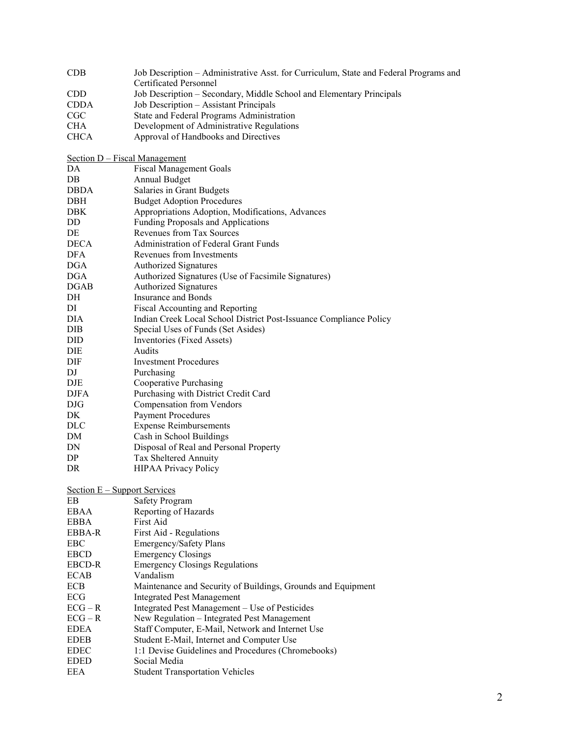| | |
|---|---|
| CDB | Job Description – Administrative Asst. for Curriculum, State and Federal Programs and Certificated Personnel |
| CDD | Job Description – Secondary, Middle School and Elementary Principals |
| CDDA | Job Description – Assistant Principals |
| CGC | State and Federal Programs Administration |
| CHA | Development of Administrative Regulations |
| CHCA | Approval of Handbooks and Directives |

Section D – Fiscal Management

| | |
|---|---|
| DA | Fiscal Management Goals |
| DB | Annual Budget |
| DBDA | Salaries in Grant Budgets |
| DBH | Budget Adoption Procedures |
| DBK | Appropriations Adoption, Modifications, Advances |
| DD | Funding Proposals and Applications |
| DE | Revenues from Tax Sources |
| DECA | Administration of Federal Grant Funds |
| DFA | Revenues from Investments |
| DGA | Authorized Signatures |
| DGA | Authorized Signatures (Use of Facsimile Signatures) |
| DGAB | Authorized Signatures |
| DH | Insurance and Bonds |
| DI | Fiscal Accounting and Reporting |
| DIA | Indian Creek Local School District Post-Issuance Compliance Policy |
| DIB | Special Uses of Funds (Set Asides) |
| DID | Inventories (Fixed Assets) |
| DIE | Audits |
| DIF | Investment Procedures |
| DJ | Purchasing |
| DJE | Cooperative Purchasing |
| DJFA | Purchasing with District Credit Card |
| DJG | Compensation from Vendors |
| DK | Payment Procedures |
| DLC | Expense Reimbursements |
| DM | Cash in School Buildings |
| DN | Disposal of Real and Personal Property |
| DP | Tax Sheltered Annuity |
| DR | HIPAA Privacy Policy |

Section E – Support Services

| | |
|---|---|
| EB | Safety Program |
| EBAA | Reporting of Hazards |
| EBBA | First Aid |
| EBBA-R | First Aid - Regulations |
| EBC | Emergency/Safety Plans |
| EBCD | Emergency Closings |
| EBCD-R | Emergency Closings Regulations |
| ECAB | Vandalism |
| ECB | Maintenance and Security of Buildings, Grounds and Equipment |
| ECG | Integrated Pest Management |
| ECG – R | Integrated Pest Management – Use of Pesticides |
| ECG – R | New Regulation – Integrated Pest Management |
| EDEA | Staff Computer, E-Mail, Network and Internet Use |
| EDEB | Student E-Mail, Internet and Computer Use |
| EDEC | 1:1 Devise Guidelines and Procedures (Chromebooks) |
| EDED | Social Media |
| EEA | Student Transportation Vehicles |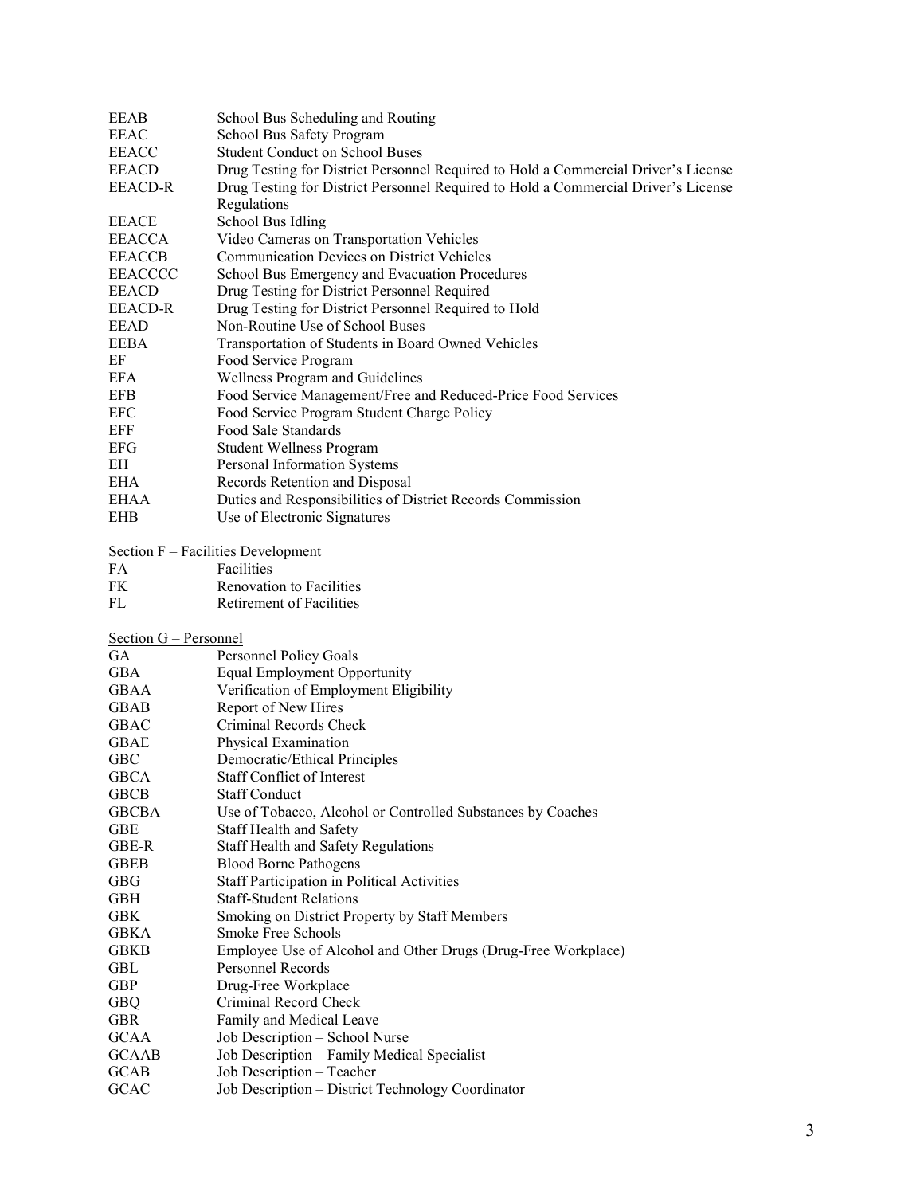| | |
|---|---|
| EEAB | School Bus Scheduling and Routing |
| EEAC | School Bus Safety Program |
| EEACC | Student Conduct on School Buses |
| EEACD | Drug Testing for District Personnel Required to Hold a Commercial Driver's License |
| EEACD-R | Drug Testing for District Personnel Required to Hold a Commercial Driver's License Regulations |
| EEACE | School Bus Idling |
| EEACCA | Video Cameras on Transportation Vehicles |
| EEACCB | Communication Devices on District Vehicles |
| EEACCCC | School Bus Emergency and Evacuation Procedures |
| EEACD | Drug Testing for District Personnel Required |
| EEACD-R | Drug Testing for District Personnel Required to Hold |
| EEAD | Non-Routine Use of School Buses |
| EEBA | Transportation of Students in Board Owned Vehicles |
| EF | Food Service Program |
| EFA | Wellness Program and Guidelines |
| EFB | Food Service Management/Free and Reduced-Price Food Services |
| EFC | Food Service Program Student Charge Policy |
| EFF | Food Sale Standards |
| EFG | Student Wellness Program |
| EH | Personal Information Systems |
| EHA | Records Retention and Disposal |
| EHAA | Duties and Responsibilities of District Records Commission |
| EHB | Use of Electronic Signatures |

Section F – Facilities Development

| | |
|---|---|
| FA | Facilities |
| FK | Renovation to Facilities |
| FL | Retirement of Facilities |

Section G – Personnel

| | |
|---|---|
| GA | Personnel Policy Goals |
| GBA | Equal Employment Opportunity |
| GBAA | Verification of Employment Eligibility |
| GBAB | Report of New Hires |
| GBAC | Criminal Records Check |
| GBAE | Physical Examination |
| GBC | Democratic/Ethical Principles |
| GBCA | Staff Conflict of Interest |
| GBCB | Staff Conduct |
| GBCBA | Use of Tobacco, Alcohol or Controlled Substances by Coaches |
| GBE | Staff Health and Safety |
| GBE-R | Staff Health and Safety Regulations |
| GBEB | Blood Borne Pathogens |
| GBG | Staff Participation in Political Activities |
| GBH | Staff-Student Relations |
| GBK | Smoking on District Property by Staff Members |
| GBKA | Smoke Free Schools |
| GBKB | Employee Use of Alcohol and Other Drugs (Drug-Free Workplace) |
| GBL | Personnel Records |
| GBP | Drug-Free Workplace |
| GBQ | Criminal Record Check |
| GBR | Family and Medical Leave |
| GCAA | Job Description – School Nurse |
| GCAAB | Job Description – Family Medical Specialist |
| GCAB | Job Description – Teacher |
| GCAC | Job Description – District Technology Coordinator |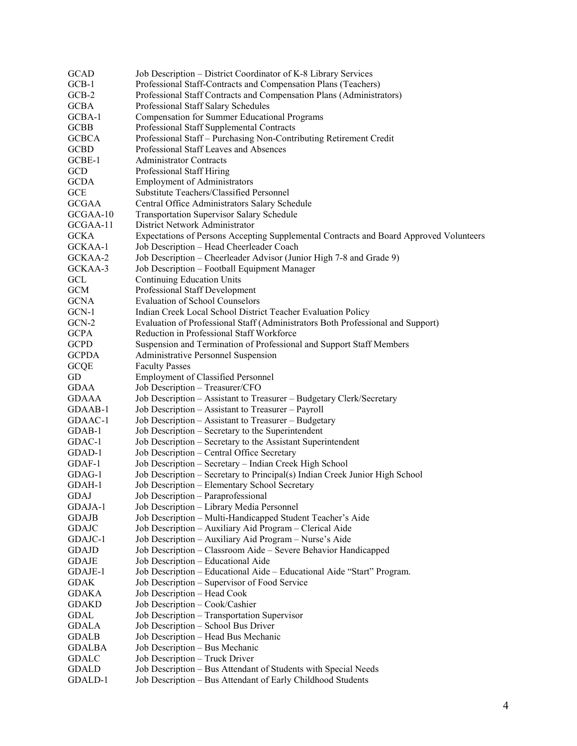| | |
|---|---|
| GCAD | Job Description – District Coordinator of K-8 Library Services |
| GCB-1 | Professional Staff-Contracts and Compensation Plans (Teachers) |
| GCB-2 | Professional Staff Contracts and Compensation Plans (Administrators) |
| GCBA | Professional Staff Salary Schedules |
| GCBA-1 | Compensation for Summer Educational Programs |
| GCBB | Professional Staff Supplemental Contracts |
| GCBCA | Professional Staff – Purchasing Non-Contributing Retirement Credit |
| GCBD | Professional Staff Leaves and Absences |
| GCBE-1 | Administrator Contracts |
| GCD | Professional Staff Hiring |
| GCDA | Employment of Administrators |
| GCE | Substitute Teachers/Classified Personnel |
| GCGAA | Central Office Administrators Salary Schedule |
| GCGAA-10 | Transportation Supervisor Salary Schedule |
| GCGAA-11 | District Network Administrator |
| GCKA | Expectations of Persons Accepting Supplemental Contracts and Board Approved Volunteers |
| GCKAA-1 | Job Description – Head Cheerleader Coach |
| GCKAA-2 | Job Description – Cheerleader Advisor (Junior High 7-8 and Grade 9) |
| GCKAA-3 | Job Description – Football Equipment Manager |
| GCL | Continuing Education Units |
| GCM | Professional Staff Development |
| GCNA | Evaluation of School Counselors |
| GCN-1 | Indian Creek Local School District Teacher Evaluation Policy |
| GCN-2 | Evaluation of Professional Staff (Administrators Both Professional and Support) |
| GCPA | Reduction in Professional Staff Workforce |
| GCPD | Suspension and Termination of Professional and Support Staff Members |
| GCPDA | Administrative Personnel Suspension |
| GCQE | Faculty Passes |
| GD | Employment of Classified Personnel |
| GDAA | Job Description – Treasurer/CFO |
| GDAAA | Job Description – Assistant to Treasurer – Budgetary Clerk/Secretary |
| GDAAB-1 | Job Description – Assistant to Treasurer – Payroll |
| GDAAC-1 | Job Description – Assistant to Treasurer – Budgetary |
| GDAB-1 | Job Description – Secretary to the Superintendent |
| GDAC-1 | Job Description – Secretary to the Assistant Superintendent |
| GDAD-1 | Job Description – Central Office Secretary |
| GDAF-1 | Job Description – Secretary – Indian Creek High School |
| GDAG-1 | Job Description – Secretary to Principal(s) Indian Creek Junior High School |
| GDAH-1 | Job Description – Elementary School Secretary |
| GDAJ | Job Description – Paraprofessional |
| GDAJA-1 | Job Description – Library Media Personnel |
| GDAJB | Job Description – Multi-Handicapped Student Teacher's Aide |
| GDAJC | Job Description – Auxiliary Aid Program – Clerical Aide |
| GDAJC-1 | Job Description – Auxiliary Aid Program – Nurse's Aide |
| GDAJD | Job Description – Classroom Aide – Severe Behavior Handicapped |
| GDAJE | Job Description – Educational Aide |
| GDAJE-1 | Job Description – Educational Aide – Educational Aide "Start" Program. |
| GDAK | Job Description – Supervisor of Food Service |
| GDAKA | Job Description – Head Cook |
| GDAKD | Job Description – Cook/Cashier |
| GDAL | Job Description – Transportation Supervisor |
| GDALA | Job Description – School Bus Driver |
| GDALB | Job Description – Head Bus Mechanic |
| GDALBA | Job Description – Bus Mechanic |
| GDALC | Job Description – Truck Driver |
| GDALD | Job Description – Bus Attendant of Students with Special Needs |
| GDALD-1 | Job Description – Bus Attendant of Early Childhood Students |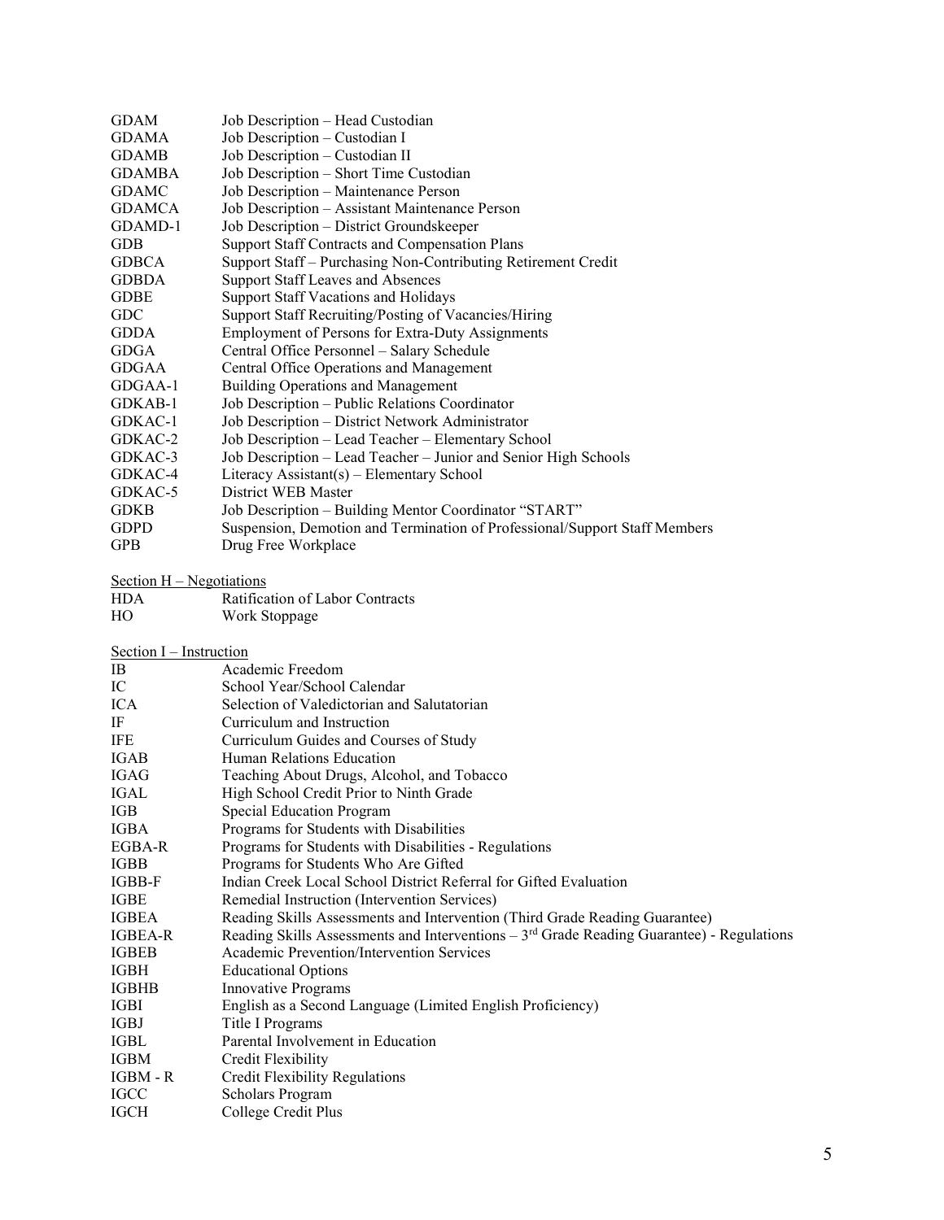| | |
|---|---|
| GDAM | Job Description – Head Custodian |
| GDAMA | Job Description – Custodian I |
| GDAMB | Job Description – Custodian II |
| GDAMBA | Job Description – Short Time Custodian |
| GDAMC | Job Description – Maintenance Person |
| GDAMCA | Job Description – Assistant Maintenance Person |
| GDAMD-1 | Job Description – District Groundskeeper |
| GDB | Support Staff Contracts and Compensation Plans |
| GDBCA | Support Staff – Purchasing Non-Contributing Retirement Credit |
| GDBDA | Support Staff Leaves and Absences |
| GDBE | Support Staff Vacations and Holidays |
| GDC | Support Staff Recruiting/Posting of Vacancies/Hiring |
| GDDA | Employment of Persons for Extra-Duty Assignments |
| GDGA | Central Office Personnel – Salary Schedule |
| GDGAA | Central Office Operations and Management |
| GDGAA-1 | Building Operations and Management |
| GDKAB-1 | Job Description – Public Relations Coordinator |
| GDKAC-1 | Job Description – District Network Administrator |
| GDKAC-2 | Job Description – Lead Teacher – Elementary School |
| GDKAC-3 | Job Description – Lead Teacher – Junior and Senior High Schools |
| GDKAC-4 | Literacy Assistant(s) – Elementary School |
| GDKAC-5 | District WEB Master |
| GDKB | Job Description – Building Mentor Coordinator "START" |
| GDPD | Suspension, Demotion and Termination of Professional/Support Staff Members |
| GPB | Drug Free Workplace |

Section H – Negotiations

| | |
|---|---|
| HDA | Ratification of Labor Contracts |
| HO | Work Stoppage |

Section I – Instruction

| | |
|---|---|
| IB | Academic Freedom |
| IC | School Year/School Calendar |
| ICA | Selection of Valedictorian and Salutatorian |
| IF | Curriculum and Instruction |
| IFE | Curriculum Guides and Courses of Study |
| IGAB | Human Relations Education |
| IGAG | Teaching About Drugs, Alcohol, and Tobacco |
| IGAL | High School Credit Prior to Ninth Grade |
| IGB | Special Education Program |
| IGBA | Programs for Students with Disabilities |
| EGBA-R | Programs for Students with Disabilities - Regulations |
| IGBB | Programs for Students Who Are Gifted |
| IGBB-F | Indian Creek Local School District Referral for Gifted Evaluation |
| IGBE | Remedial Instruction (Intervention Services) |
| IGBEA | Reading Skills Assessments and Intervention (Third Grade Reading Guarantee) |
| IGBEA-R | Reading Skills Assessments and Interventions – 3rd Grade Reading Guarantee) - Regulations |
| IGBEB | Academic Prevention/Intervention Services |
| IGBH | Educational Options |
| IGBHB | Innovative Programs |
| IGBI | English as a Second Language (Limited English Proficiency) |
| IGBJ | Title I Programs |
| IGBL | Parental Involvement in Education |
| IGBM | Credit Flexibility |
| IGBM - R | Credit Flexibility Regulations |
| IGCC | Scholars Program |
| IGCH | College Credit Plus |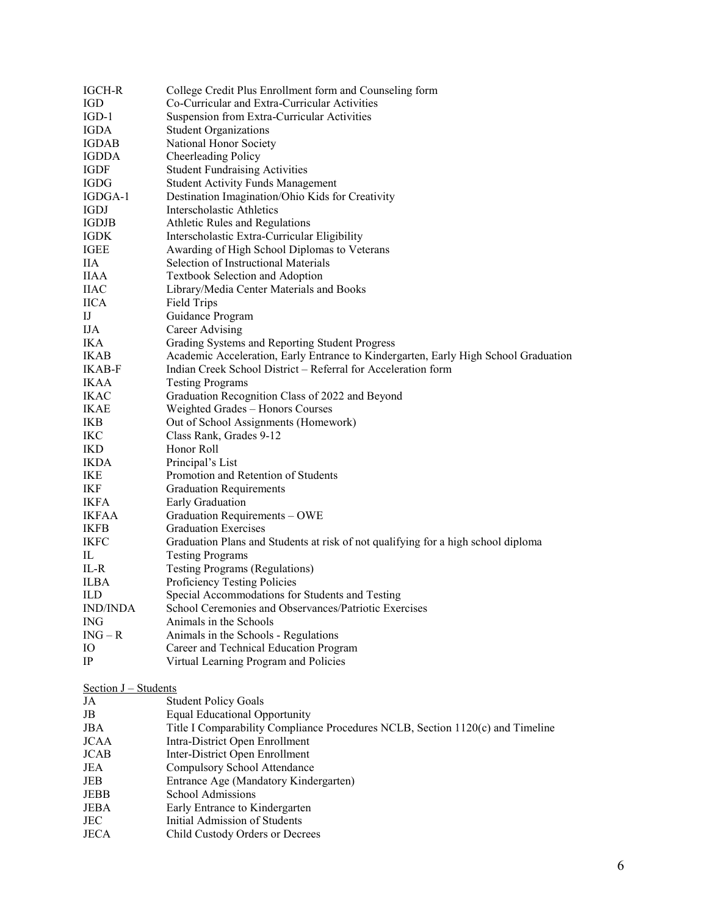| | |
|---|---|
| IGCH-R | College Credit Plus Enrollment form and Counseling form |
| IGD | Co-Curricular and Extra-Curricular Activities |
| IGD-1 | Suspension from Extra-Curricular Activities |
| IGDA | Student Organizations |
| IGDAB | National Honor Society |
| IGDDA | Cheerleading Policy |
| IGDF | Student Fundraising Activities |
| IGDG | Student Activity Funds Management |
| IGDGA-1 | Destination Imagination/Ohio Kids for Creativity |
| IGDJ | Interscholastic Athletics |
| IGDJB | Athletic Rules and Regulations |
| IGDK | Interscholastic Extra-Curricular Eligibility |
| IGEE | Awarding of High School Diplomas to Veterans |
| IIA | Selection of Instructional Materials |
| IIAA | Textbook Selection and Adoption |
| IIAC | Library/Media Center Materials and Books |
| IICA | Field Trips |
| IJ | Guidance Program |
| IJA | Career Advising |
| IKA | Grading Systems and Reporting Student Progress |
| IKAB | Academic Acceleration, Early Entrance to Kindergarten, Early High School Graduation |
| IKAB-F | Indian Creek School District – Referral for Acceleration form |
| IKAA | Testing Programs |
| IKAC | Graduation Recognition Class of 2022 and Beyond |
| IKAE | Weighted Grades – Honors Courses |
| IKB | Out of School Assignments (Homework) |
| IKC | Class Rank, Grades 9-12 |
| IKD | Honor Roll |
| IKDA | Principal's List |
| IKE | Promotion and Retention of Students |
| IKF | Graduation Requirements |
| IKFA | Early Graduation |
| IKFAA | Graduation Requirements – OWE |
| IKFB | Graduation Exercises |
| IKFC | Graduation Plans and Students at risk of not qualifying for a high school diploma |
| IL | Testing Programs |
| IL-R | Testing Programs (Regulations) |
| ILBA | Proficiency Testing Policies |
| ILD | Special Accommodations for Students and Testing |
| IND/INDA | School Ceremonies and Observances/Patriotic Exercises |
| ING | Animals in the Schools |
| ING – R | Animals in the Schools - Regulations |
| IO | Career and Technical Education Program |
| IP | Virtual Learning Program and Policies |

Section J – Students

| | |
|---|---|
| JA | Student Policy Goals |
| JB | Equal Educational Opportunity |
| JBA | Title I Comparability Compliance Procedures NCLB, Section 1120(c) and Timeline |
| JCAA | Intra-District Open Enrollment |
| JCAB | Inter-District Open Enrollment |
| JEA | Compulsory School Attendance |
| JEB | Entrance Age (Mandatory Kindergarten) |
| JEBB | School Admissions |
| JEBA | Early Entrance to Kindergarten |
| JEC | Initial Admission of Students |
| JECA | Child Custody Orders or Decrees |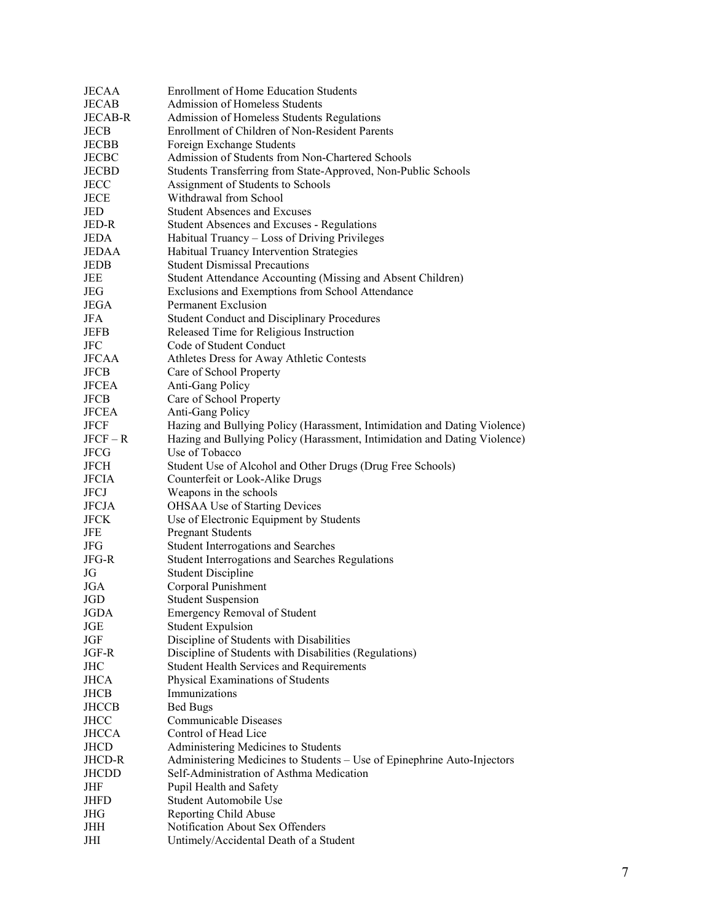| | |
|---|---|
| JECAA | Enrollment of Home Education Students |
| JECAB | Admission of Homeless Students |
| JECAB-R | Admission of Homeless Students Regulations |
| JECB | Enrollment of Children of Non-Resident Parents |
| JECBB | Foreign Exchange Students |
| JECBC | Admission of Students from Non-Chartered Schools |
| JECBD | Students Transferring from State-Approved, Non-Public Schools |
| JECC | Assignment of Students to Schools |
| JECE | Withdrawal from School |
| JED | Student Absences and Excuses |
| JED-R | Student Absences and Excuses - Regulations |
| JEDA | Habitual Truancy – Loss of Driving Privileges |
| JEDAA | Habitual Truancy Intervention Strategies |
| JEDB | Student Dismissal Precautions |
| JEE | Student Attendance Accounting (Missing and Absent Children) |
| JEG | Exclusions and Exemptions from School Attendance |
| JEGA | Permanent Exclusion |
| JFA | Student Conduct and Disciplinary Procedures |
| JEFB | Released Time for Religious Instruction |
| JFC | Code of Student Conduct |
| JFCAA | Athletes Dress for Away Athletic Contests |
| JFCB | Care of School Property |
| JFCEA | Anti-Gang Policy |
| JFCB | Care of School Property |
| JFCEA | Anti-Gang Policy |
| JFCF | Hazing and Bullying Policy (Harassment, Intimidation and Dating Violence) |
| JFCF – R | Hazing and Bullying Policy (Harassment, Intimidation and Dating Violence) |
| JFCG | Use of Tobacco |
| JFCH | Student Use of Alcohol and Other Drugs (Drug Free Schools) |
| JFCIA | Counterfeit or Look-Alike Drugs |
| JFCJ | Weapons in the schools |
| JFCJA | OHSAA Use of Starting Devices |
| JFCK | Use of Electronic Equipment by Students |
| JFE | Pregnant Students |
| JFG | Student Interrogations and Searches |
| JFG-R | Student Interrogations and Searches Regulations |
| JG | Student Discipline |
| JGA | Corporal Punishment |
| JGD | Student Suspension |
| JGDA | Emergency Removal of Student |
| JGE | Student Expulsion |
| JGF | Discipline of Students with Disabilities |
| JGF-R | Discipline of Students with Disabilities (Regulations) |
| JHC | Student Health Services and Requirements |
| JHCA | Physical Examinations of Students |
| JHCB | Immunizations |
| JHCCB | Bed Bugs |
| JHCC | Communicable Diseases |
| JHCCA | Control of Head Lice |
| JHCD | Administering Medicines to Students |
| JHCD-R | Administering Medicines to Students – Use of Epinephrine Auto-Injectors |
| JHCDD | Self-Administration of Asthma Medication |
| JHF | Pupil Health and Safety |
| JHFD | Student Automobile Use |
| JHG | Reporting Child Abuse |
| JHH | Notification About Sex Offenders |
| JHI | Untimely/Accidental Death of a Student |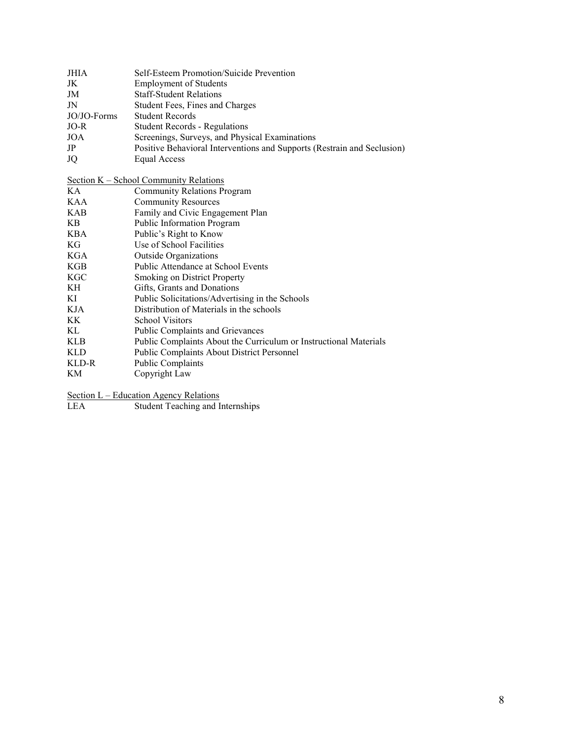| | |
|---|---|
| JHIA | Self-Esteem Promotion/Suicide Prevention |
| JK | Employment of Students |
| JM | Staff-Student Relations |
| JN | Student Fees, Fines and Charges |
| JO/JO-Forms | Student Records |
| JO-R | Student Records - Regulations |
| JOA | Screenings, Surveys, and Physical Examinations |
| JP | Positive Behavioral Interventions and Supports (Restrain and Seclusion) |
| JQ | Equal Access |

Section K – School Community Relations

| | |
|---|---|
| KA | Community Relations Program |
| KAA | Community Resources |
| KAB | Family and Civic Engagement Plan |
| KB | Public Information Program |
| KBA | Public's Right to Know |
| KG | Use of School Facilities |
| KGA | Outside Organizations |
| KGB | Public Attendance at School Events |
| KGC | Smoking on District Property |
| KH | Gifts, Grants and Donations |
| KI | Public Solicitations/Advertising in the Schools |
| KJA | Distribution of Materials in the schools |
| KK | School Visitors |
| KL | Public Complaints and Grievances |
| KLB | Public Complaints About the Curriculum or Instructional Materials |
| KLD | Public Complaints About District Personnel |
| KLD-R | Public Complaints |
| KM | Copyright Law |

Section L – Education Agency Relations

| | |
|---|---|
| LEA | Student Teaching and Internships |